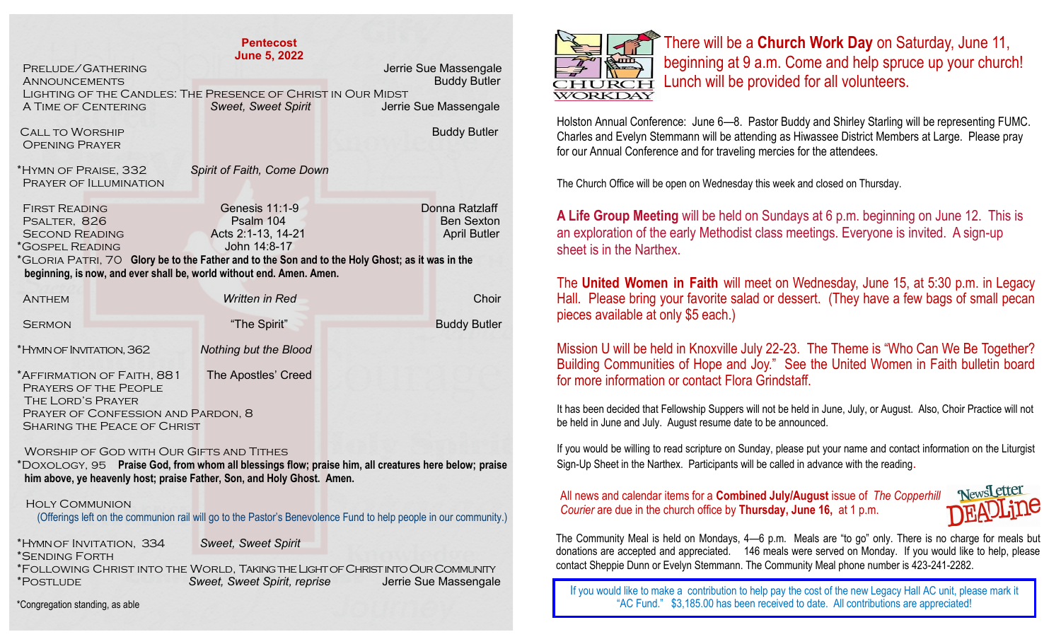## Pentecost
## June 5, 2022

Prelude/Gathering — Jerrie Sue Massengale
Announcements — Buddy Butler
Lighting of the Candles: The Presence of Christ in Our Midst
A Time of Centering — *Sweet, Sweet Spirit* — Jerrie Sue Massengale

Call to Worship — Buddy Butler
Opening Prayer

*Hymn of Praise, 332 — *Spirit of Faith, Come Down*
Prayer of Illumination

First Reading — Genesis 11:1-9 — Donna Ratzlaff
Psalter, 826 — Psalm 104 — Ben Sexton
Second Reading — Acts 2:1-13, 14-21 — April Butler
*Gospel Reading — John 14:8-17
*Gloria Patri, 70 **Glory be to the Father and to the Son and to the Holy Ghost; as it was in the beginning, is now, and ever shall be, world without end. Amen. Amen.**

Anthem — *Written in Red* — Choir

Sermon — "The Spirit" — Buddy Butler

*Hymn of Invitation, 362 — *Nothing but the Blood*

*Affirmation of Faith, 881 — The Apostles' Creed
Prayers of the People
The Lord's Prayer
Prayer of Confession and Pardon, 8
Sharing the Peace of Christ

Worship of God with Our Gifts and Tithes
*Doxology, 95 **Praise God, from whom all blessings flow; praise him, all creatures here below; praise him above, ye heavenly host; praise Father, Son, and Holy Ghost. Amen.**

Holy Communion
(Offerings left on the communion rail will go to the Pastor's Benevolence Fund to help people in our community.)

*Hymn of Invitation, 334 — *Sweet, Sweet Spirit*
*Sending Forth
*Following Christ into the World, Taking the Light of Christ into Our Community
*Postlude — *Sweet, Sweet Spirit, reprise* — Jerrie Sue Massengale

*Congregation standing, as able

---

There will be a **Church Work Day** on Saturday, June 11, beginning at 9 a.m. Come and help spruce up your church! Lunch will be provided for all volunteers.

Holston Annual Conference: June 6—8. Pastor Buddy and Shirley Starling will be representing FUMC. Charles and Evelyn Stemmann will be attending as Hiwassee District Members at Large. Please pray for our Annual Conference and for traveling mercies for the attendees.

The Church Office will be open on Wednesday this week and closed on Thursday.

**A Life Group Meeting** will be held on Sundays at 6 p.m. beginning on June 12. This is an exploration of the early Methodist class meetings. Everyone is invited. A sign-up sheet is in the Narthex.

The **United Women in Faith** will meet on Wednesday, June 15, at 5:30 p.m. in Legacy Hall. Please bring your favorite salad or dessert. (They have a few bags of small pecan pieces available at only $5 each.)

Mission U will be held in Knoxville July 22-23. The Theme is "Who Can We Be Together? Building Communities of Hope and Joy." See the United Women in Faith bulletin board for more information or contact Flora Grindstaff.

It has been decided that Fellowship Suppers will not be held in June, July, or August. Also, Choir Practice will not be held in June and July. August resume date to be announced.

If you would be willing to read scripture on Sunday, please put your name and contact information on the Liturgist Sign-Up Sheet in the Narthex. Participants will be called in advance with the reading.

All news and calendar items for a **Combined July/August** issue of *The Copperhill Courier* are due in the church office by **Thursday, June 16,** at 1 p.m.

The Community Meal is held on Mondays, 4—6 p.m. Meals are "to go" only. There is no charge for meals but donations are accepted and appreciated. 146 meals were served on Monday. If you would like to help, please contact Sheppie Dunn or Evelyn Stemmann. The Community Meal phone number is 423-241-2282.

If you would like to make a contribution to help pay the cost of the new Legacy Hall AC unit, please mark it "AC Fund." $3,185.00 has been received to date. All contributions are appreciated!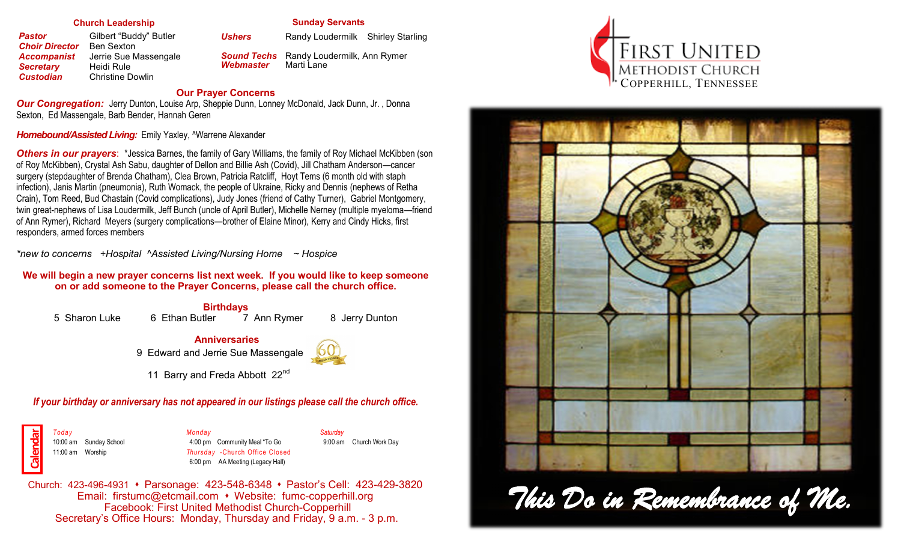## Church Leadership

**Pastor** Gilbert "Buddy" Butler
**Choir Director** Ben Sexton
**Accompanist** Jerrie Sue Massengale
**Secretary** Heidi Rule
**Custodian** Christine Dowlin

## Sunday Servants

**Ushers** Randy Loudermilk Shirley Starling

**Sound Techs** Randy Loudermilk, Ann Rymer
**Webmaster** Marti Lane

## Our Prayer Concerns

***Our Congregation:*** Jerry Dunton, Louise Arp, Sheppie Dunn, Lonney McDonald, Jack Dunn, Jr. , Donna Sexton, Ed Massengale, Barb Bender, Hannah Geren

***Homebound/Assisted Living:*** Emily Yaxley, ^Warrene Alexander

***Others in our prayers***: *Jessica Barnes, the family of Gary Williams, the family of Roy Michael McKibben (son of Roy McKibben), Crystal Ash Sabu, daughter of Dellon and Billie Ash (Covid), Jill Chatham Anderson—cancer surgery (stepdaughter of Brenda Chatham), Clea Brown, Patricia Ratcliff, Hoyt Tems (6 month old with staph infection), Janis Martin (pneumonia), Ruth Womack, the people of Ukraine, Ricky and Dennis (nephews of Retha Crain), Tom Reed, Bud Chastain (Covid complications), Judy Jones (friend of Cathy Turner), Gabriel Montgomery, twin great-nephews of Lisa Loudermilk, Jeff Bunch (uncle of April Butler), Michelle Nerney (multiple myeloma—friend of Ann Rymer), Richard Meyers (surgery complications—brother of Elaine Minor), Kerry and Cindy Hicks, first responders, armed forces members

*\*new to concerns +Hospital ^Assisted Living/Nursing Home ~ Hospice*

**We will begin a new prayer concerns list next week. If you would like to keep someone on or add someone to the Prayer Concerns, please call the church office.**

## Birthdays

5 Sharon Luke 6 Ethan Butler 7 Ann Rymer 8 Jerry Dunton

## Anniversaries

9 Edward and Jerrie Sue Massengale 60th

11 Barry and Freda Abbott 22nd

***If your birthday or anniversary has not appeared in our listings please call the church office.***

## Calendar

*Today*
10:00 am Sunday School
11:00 am Worship

*Monday*
4:00 pm Community Meal "To Go

*Thursday* -Church Office Closed
6:00 pm AA Meeting (Legacy Hall)

*Saturday*
9:00 am Church Work Day

Church: 423-496-4931 • Parsonage: 423-548-6348 • Pastor's Cell: 423-429-3820
Email: firstumc@etcmail.com • Website: fumc-copperhill.org
Facebook: First United Methodist Church-Copperhill
Secretary's Office Hours: Monday, Thursday and Friday, 9 a.m. - 3 p.m.

# First United Methodist Church
Copperhill, Tennessee

*This Do in Remembrance of Me.*